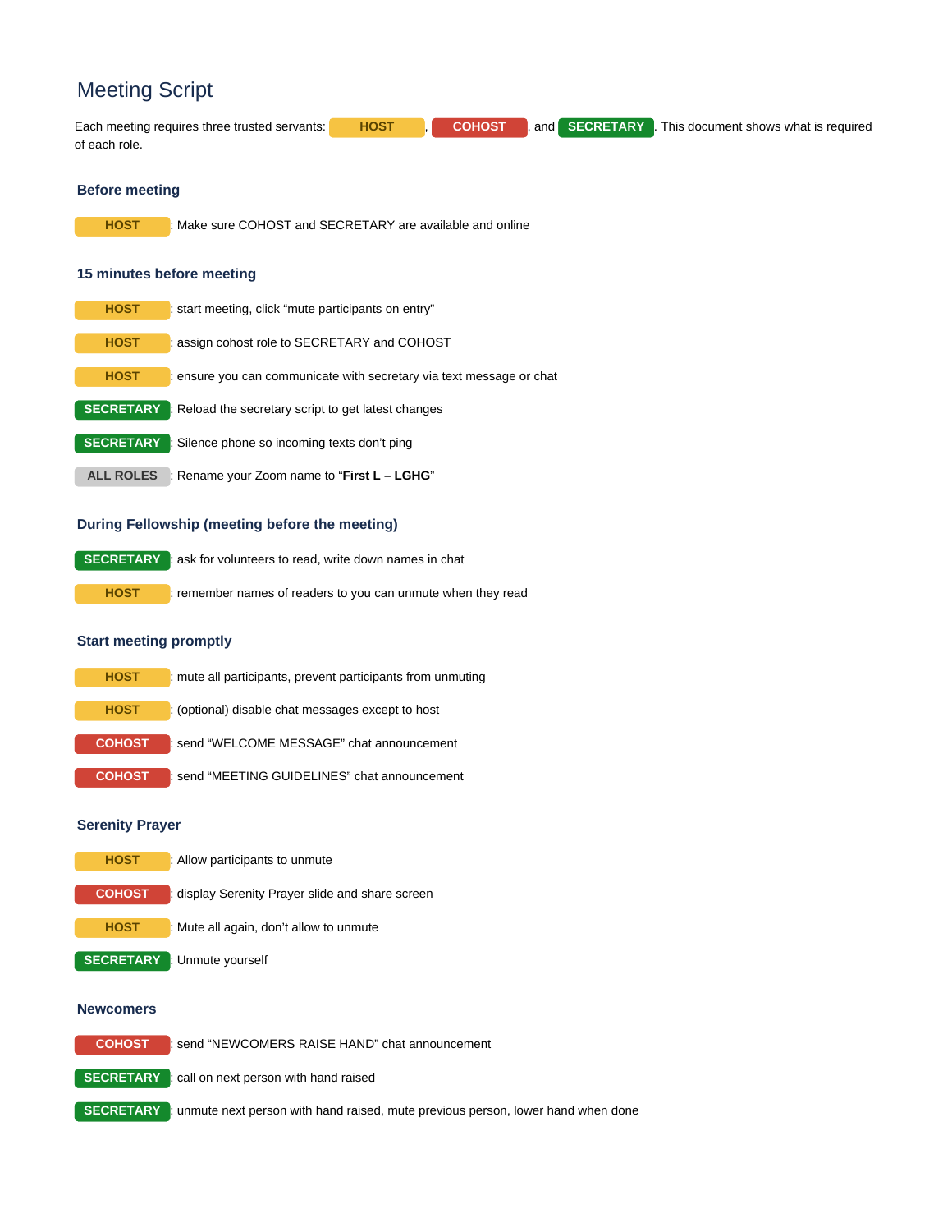# Meeting Script

Each meeting requires three trusted servants: **HOST**, **COHOST**, and **SECRETARY**. This document shows what is required of each role.

## Before meeting

**HOST**: Make sure COHOST and SECRETARY are available and online

## 15 minutes before meeting

**HOST**: start meeting, click "mute participants on entry"

**HOST**: assign cohost role to SECRETARY and COHOST

**HOST**: ensure you can communicate with secretary via text message or chat

**SECRETARY**: Reload the secretary script to get latest changes

**SECRETARY**: Silence phone so incoming texts don't ping

**ALL ROLES**: Rename your Zoom name to "**First L – LGHG**"

## During Fellowship (meeting before the meeting)

**SECRETARY**: ask for volunteers to read, write down names in chat

**HOST**: remember names of readers to you can unmute when they read

## Start meeting promptly

**HOST**: mute all participants, prevent participants from unmuting

**HOST**: (optional) disable chat messages except to host

**COHOST**: send "WELCOME MESSAGE" chat announcement

**COHOST**: send "MEETING GUIDELINES" chat announcement

## Serenity Prayer

**HOST**: Allow participants to unmute

**COHOST**: display Serenity Prayer slide and share screen

**HOST**: Mute all again, don't allow to unmute

**SECRETARY**: Unmute yourself

## Newcomers

**COHOST**: send "NEWCOMERS RAISE HAND" chat announcement

**SECRETARY**: call on next person with hand raised

**SECRETARY**: unmute next person with hand raised, mute previous person, lower hand when done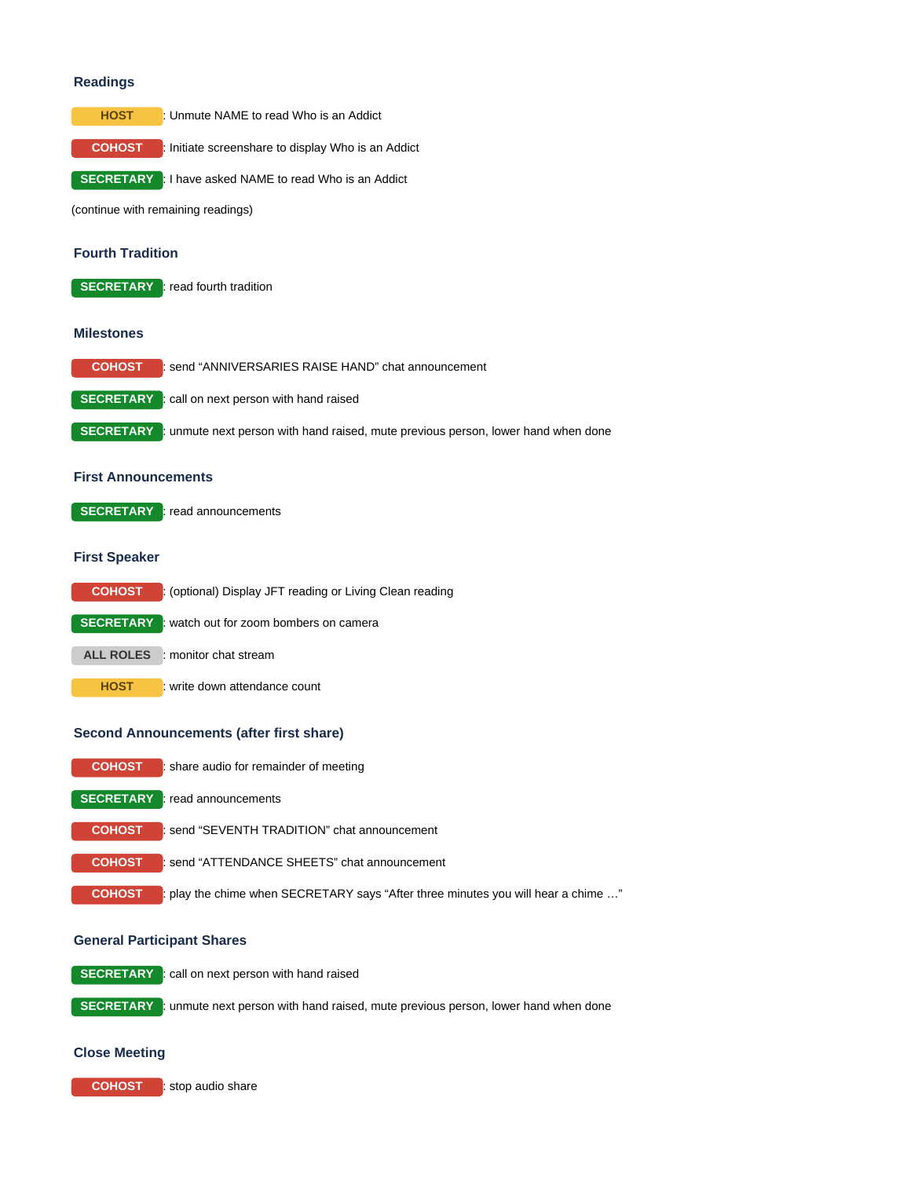### Readings

**HOST**: Unmute NAME to read Who is an Addict

**COHOST**: Initiate screenshare to display Who is an Addict

**SECRETARY**: I have asked NAME to read Who is an Addict

(continue with remaining readings)

### Fourth Tradition

**SECRETARY**: read fourth tradition

### Milestones

**COHOST**: send "ANNIVERSARIES RAISE HAND" chat announcement

**SECRETARY**: call on next person with hand raised

**SECRETARY**: unmute next person with hand raised, mute previous person, lower hand when done

### First Announcements

**SECRETARY**: read announcements

### First Speaker

**COHOST**: (optional) Display JFT reading or Living Clean reading

**SECRETARY**: watch out for zoom bombers on camera

**ALL ROLES**: monitor chat stream

**HOST**: write down attendance count

### Second Announcements (after first share)

**COHOST**: share audio for remainder of meeting

**SECRETARY**: read announcements

**COHOST**: send "SEVENTH TRADITION" chat announcement

**COHOST**: send "ATTENDANCE SHEETS" chat announcement

**COHOST**: play the chime when SECRETARY says "After three minutes you will hear a chime …"

### General Participant Shares

**SECRETARY**: call on next person with hand raised

**SECRETARY**: unmute next person with hand raised, mute previous person, lower hand when done

### Close Meeting

**COHOST**: stop audio share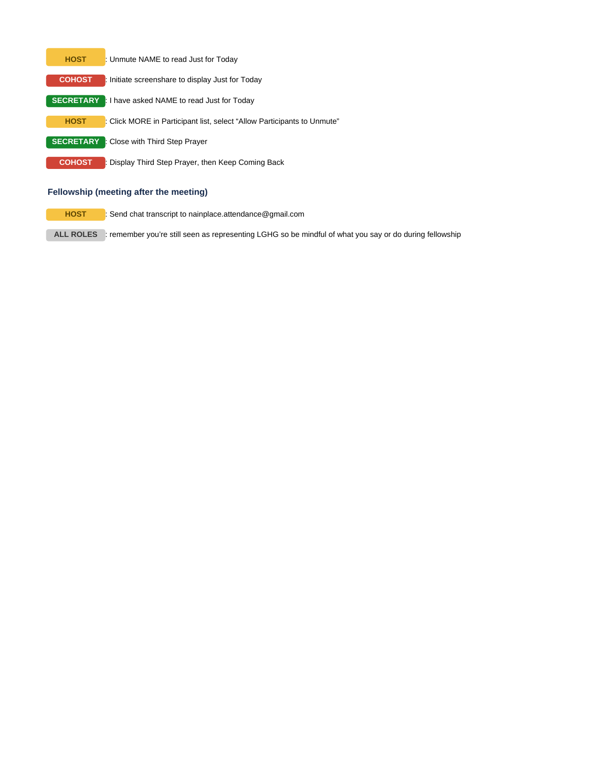**HOST**: Unmute NAME to read Just for Today

**COHOST**: Initiate screenshare to display Just for Today

**SECRETARY**: I have asked NAME to read Just for Today

**HOST**: Click MORE in Participant list, select “Allow Participants to Unmute”

**SECRETARY**: Close with Third Step Prayer

**COHOST**: Display Third Step Prayer, then Keep Coming Back

### Fellowship (meeting after the meeting)

**HOST**: Send chat transcript to nainplace.attendance@gmail.com

**ALL ROLES**: remember you’re still seen as representing LGHG so be mindful of what you say or do during fellowship